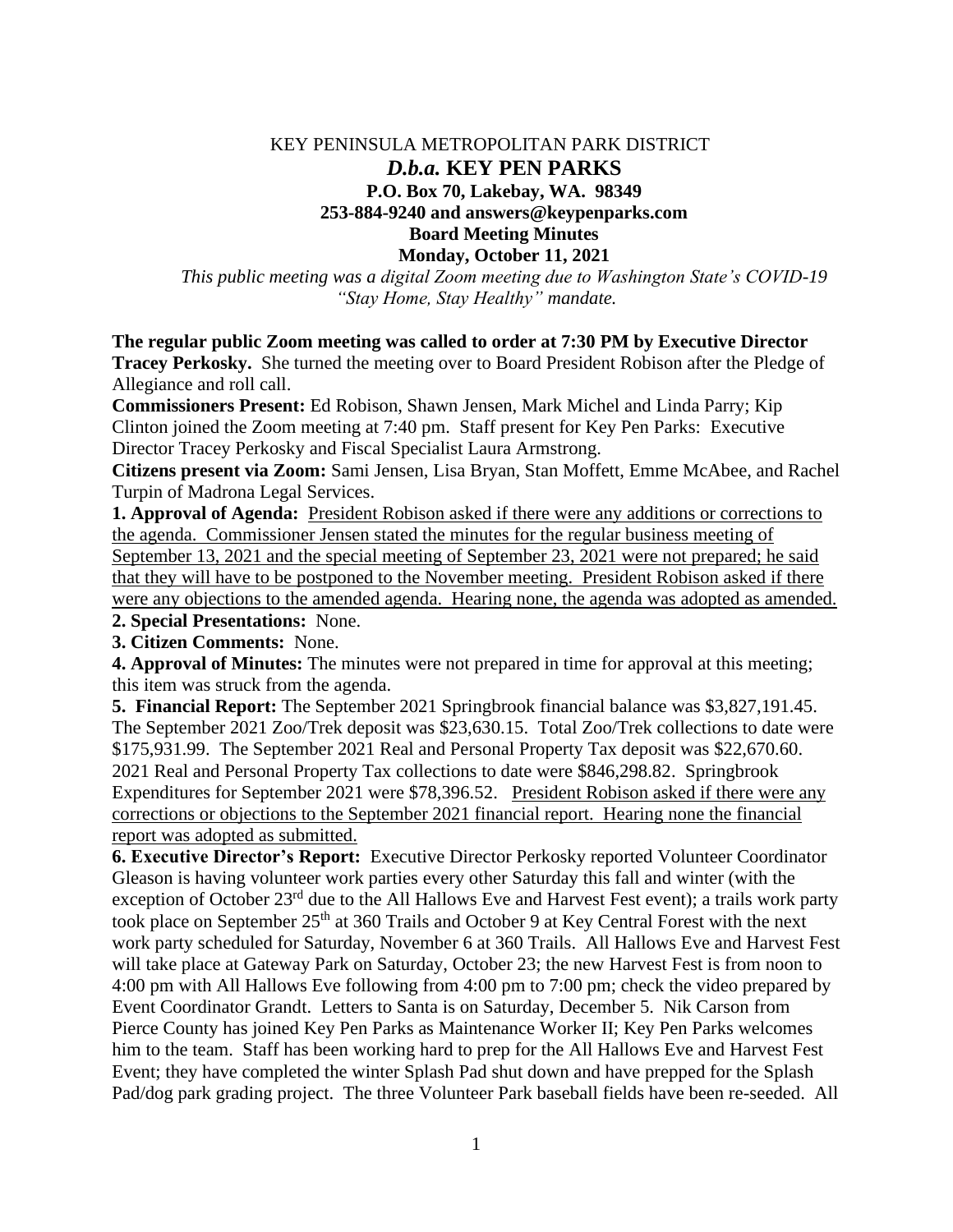KEY PENINSULA METROPOLITAN PARK DISTRICT

# *D.b.a.* KEY PEN PARKS

**P.O. Box 70, Lakebay, WA. 98349**

**253-884-9240 and answers@keypenparks.com**

**Board Meeting Minutes**

**Monday, October 11, 2021**

*This public meeting was a digital Zoom meeting due to Washington State's COVID-19 "Stay Home, Stay Healthy" mandate.*

**The regular public Zoom meeting was called to order at 7:30 PM by Executive Director Tracey Perkosky.** She turned the meeting over to Board President Robison after the Pledge of Allegiance and roll call.

**Commissioners Present:** Ed Robison, Shawn Jensen, Mark Michel and Linda Parry; Kip Clinton joined the Zoom meeting at 7:40 pm. Staff present for Key Pen Parks: Executive Director Tracey Perkosky and Fiscal Specialist Laura Armstrong.

**Citizens present via Zoom:** Sami Jensen, Lisa Bryan, Stan Moffett, Emme McAbee, and Rachel Turpin of Madrona Legal Services.

**1. Approval of Agenda:** <u>President Robison asked if there were any additions or corrections to the agenda. Commissioner Jensen stated the minutes for the regular business meeting of September 13, 2021 and the special meeting of September 23, 2021 were not prepared; he said that they will have to be postponed to the November meeting. President Robison asked if there were any objections to the amended agenda. Hearing none, the agenda was adopted as amended.</u>

**2. Special Presentations:** None.

**3. Citizen Comments:** None.

**4. Approval of Minutes:** The minutes were not prepared in time for approval at this meeting; this item was struck from the agenda.

**5. Financial Report:** The September 2021 Springbrook financial balance was $3,827,191.45. The September 2021 Zoo/Trek deposit was $23,630.15. Total Zoo/Trek collections to date were $175,931.99. The September 2021 Real and Personal Property Tax deposit was $22,670.60. 2021 Real and Personal Property Tax collections to date were $846,298.82. Springbrook Expenditures for September 2021 were $78,396.52. <u>President Robison asked if there were any corrections or objections to the September 2021 financial report. Hearing none the financial report was adopted as submitted.</u>

**6. Executive Director's Report:** Executive Director Perkosky reported Volunteer Coordinator Gleason is having volunteer work parties every other Saturday this fall and winter (with the exception of October 23rd due to the All Hallows Eve and Harvest Fest event); a trails work party took place on September 25th at 360 Trails and October 9 at Key Central Forest with the next work party scheduled for Saturday, November 6 at 360 Trails. All Hallows Eve and Harvest Fest will take place at Gateway Park on Saturday, October 23; the new Harvest Fest is from noon to 4:00 pm with All Hallows Eve following from 4:00 pm to 7:00 pm; check the video prepared by Event Coordinator Grandt. Letters to Santa is on Saturday, December 5. Nik Carson from Pierce County has joined Key Pen Parks as Maintenance Worker II; Key Pen Parks welcomes him to the team. Staff has been working hard to prep for the All Hallows Eve and Harvest Fest Event; they have completed the winter Splash Pad shut down and have prepped for the Splash Pad/dog park grading project. The three Volunteer Park baseball fields have been re-seeded. All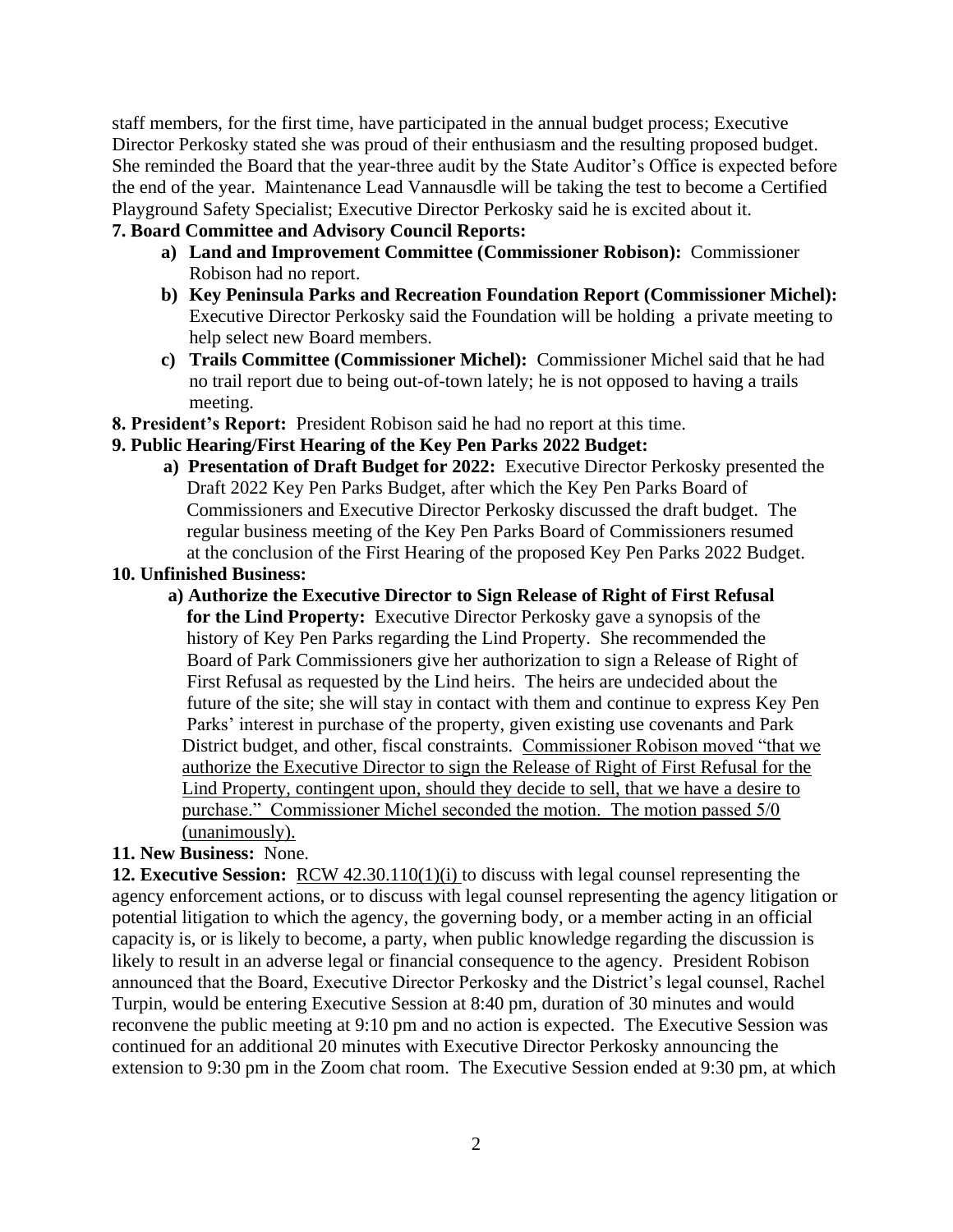staff members, for the first time, have participated in the annual budget process; Executive Director Perkosky stated she was proud of their enthusiasm and the resulting proposed budget. She reminded the Board that the year-three audit by the State Auditor's Office is expected before the end of the year. Maintenance Lead Vannausdle will be taking the test to become a Certified Playground Safety Specialist; Executive Director Perkosky said he is excited about it.

**7. Board Committee and Advisory Council Reports:**

- **a) Land and Improvement Committee (Commissioner Robison):** Commissioner Robison had no report.
- **b) Key Peninsula Parks and Recreation Foundation Report (Commissioner Michel):** Executive Director Perkosky said the Foundation will be holding a private meeting to help select new Board members.
- **c) Trails Committee (Commissioner Michel):** Commissioner Michel said that he had no trail report due to being out-of-town lately; he is not opposed to having a trails meeting.

**8. President's Report:** President Robison said he had no report at this time.

**9. Public Hearing/First Hearing of the Key Pen Parks 2022 Budget:**

- **a) Presentation of Draft Budget for 2022:** Executive Director Perkosky presented the Draft 2022 Key Pen Parks Budget, after which the Key Pen Parks Board of Commissioners and Executive Director Perkosky discussed the draft budget. The regular business meeting of the Key Pen Parks Board of Commissioners resumed at the conclusion of the First Hearing of the proposed Key Pen Parks 2022 Budget.

**10. Unfinished Business:**

- **a) Authorize the Executive Director to Sign Release of Right of First Refusal for the Lind Property:** Executive Director Perkosky gave a synopsis of the history of Key Pen Parks regarding the Lind Property. She recommended the Board of Park Commissioners give her authorization to sign a Release of Right of First Refusal as requested by the Lind heirs. The heirs are undecided about the future of the site; she will stay in contact with them and continue to express Key Pen Parks' interest in purchase of the property, given existing use covenants and Park District budget, and other, fiscal constraints. <u>Commissioner Robison moved "that we authorize the Executive Director to sign the Release of Right of First Refusal for the Lind Property, contingent upon, should they decide to sell, that we have a desire to purchase." Commissioner Michel seconded the motion. The motion passed 5/0 (unanimously).</u>

**11. New Business:** None.

**12. Executive Session:** <u>RCW 42.30.110(1)(i)</u> to discuss with legal counsel representing the agency enforcement actions, or to discuss with legal counsel representing the agency litigation or potential litigation to which the agency, the governing body, or a member acting in an official capacity is, or is likely to become, a party, when public knowledge regarding the discussion is likely to result in an adverse legal or financial consequence to the agency. President Robison announced that the Board, Executive Director Perkosky and the District's legal counsel, Rachel Turpin, would be entering Executive Session at 8:40 pm, duration of 30 minutes and would reconvene the public meeting at 9:10 pm and no action is expected. The Executive Session was continued for an additional 20 minutes with Executive Director Perkosky announcing the extension to 9:30 pm in the Zoom chat room. The Executive Session ended at 9:30 pm, at which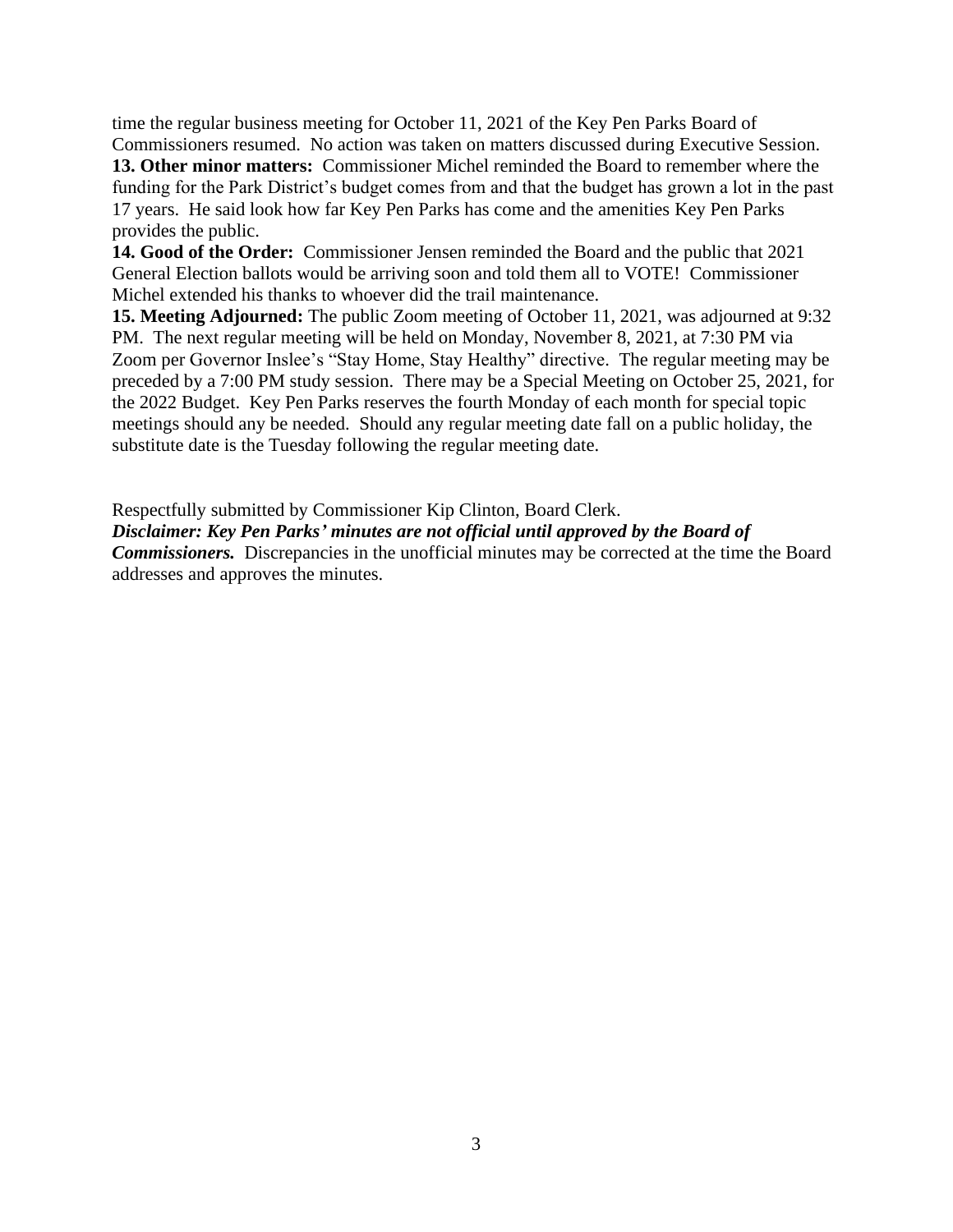time the regular business meeting for October 11, 2021 of the Key Pen Parks Board of Commissioners resumed. No action was taken on matters discussed during Executive Session.

**13. Other minor matters:** Commissioner Michel reminded the Board to remember where the funding for the Park District's budget comes from and that the budget has grown a lot in the past 17 years. He said look how far Key Pen Parks has come and the amenities Key Pen Parks provides the public.

**14. Good of the Order:** Commissioner Jensen reminded the Board and the public that 2021 General Election ballots would be arriving soon and told them all to VOTE! Commissioner Michel extended his thanks to whoever did the trail maintenance.

**15. Meeting Adjourned:** The public Zoom meeting of October 11, 2021, was adjourned at 9:32 PM. The next regular meeting will be held on Monday, November 8, 2021, at 7:30 PM via Zoom per Governor Inslee's "Stay Home, Stay Healthy" directive. The regular meeting may be preceded by a 7:00 PM study session. There may be a Special Meeting on October 25, 2021, for the 2022 Budget. Key Pen Parks reserves the fourth Monday of each month for special topic meetings should any be needed. Should any regular meeting date fall on a public holiday, the substitute date is the Tuesday following the regular meeting date.

Respectfully submitted by Commissioner Kip Clinton, Board Clerk.

***Disclaimer: Key Pen Parks' minutes are not official until approved by the Board of Commissioners.*** Discrepancies in the unofficial minutes may be corrected at the time the Board addresses and approves the minutes.